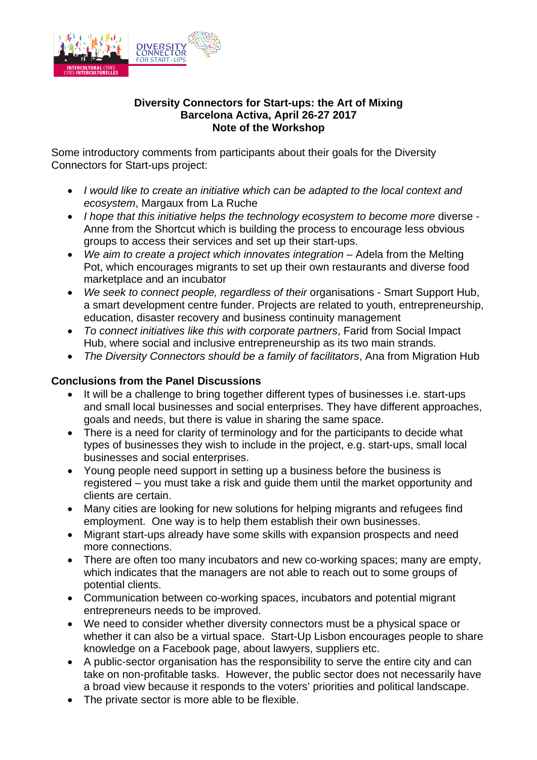**Diversity Connectors for Start-ups: the Art of Mixing**
**Barcelona Activa, April 26-27 2017**
**Note of the Workshop**

Some introductory comments from participants about their goals for the Diversity Connectors for Start-ups project:

- *I would like to create an initiative which can be adapted to the local context and ecosystem*, Margaux from La Ruche
- *I hope that this initiative helps the technology ecosystem to become more* diverse - Anne from the Shortcut which is building the process to encourage less obvious groups to access their services and set up their start-ups.
- *We aim to create a project which innovates integration* – Adela from the Melting Pot, which encourages migrants to set up their own restaurants and diverse food marketplace and an incubator
- *We seek to connect people, regardless of their* organisations - Smart Support Hub, a smart development centre funder. Projects are related to youth, entrepreneurship, education, disaster recovery and business continuity management
- *To connect initiatives like this with corporate partners*, Farid from Social Impact Hub, where social and inclusive entrepreneurship as its two main strands.
- *The Diversity Connectors should be a family of facilitators*, Ana from Migration Hub

**Conclusions from the Panel Discussions**

- It will be a challenge to bring together different types of businesses i.e. start-ups and small local businesses and social enterprises. They have different approaches, goals and needs, but there is value in sharing the same space.
- There is a need for clarity of terminology and for the participants to decide what types of businesses they wish to include in the project, e.g. start-ups, small local businesses and social enterprises.
- Young people need support in setting up a business before the business is registered – you must take a risk and guide them until the market opportunity and clients are certain.
- Many cities are looking for new solutions for helping migrants and refugees find employment. One way is to help them establish their own businesses.
- Migrant start-ups already have some skills with expansion prospects and need more connections.
- There are often too many incubators and new co-working spaces; many are empty, which indicates that the managers are not able to reach out to some groups of potential clients.
- Communication between co-working spaces, incubators and potential migrant entrepreneurs needs to be improved.
- We need to consider whether diversity connectors must be a physical space or whether it can also be a virtual space. Start-Up Lisbon encourages people to share knowledge on a Facebook page, about lawyers, suppliers etc.
- A public-sector organisation has the responsibility to serve the entire city and can take on non-profitable tasks. However, the public sector does not necessarily have a broad view because it responds to the voters' priorities and political landscape.
- The private sector is more able to be flexible.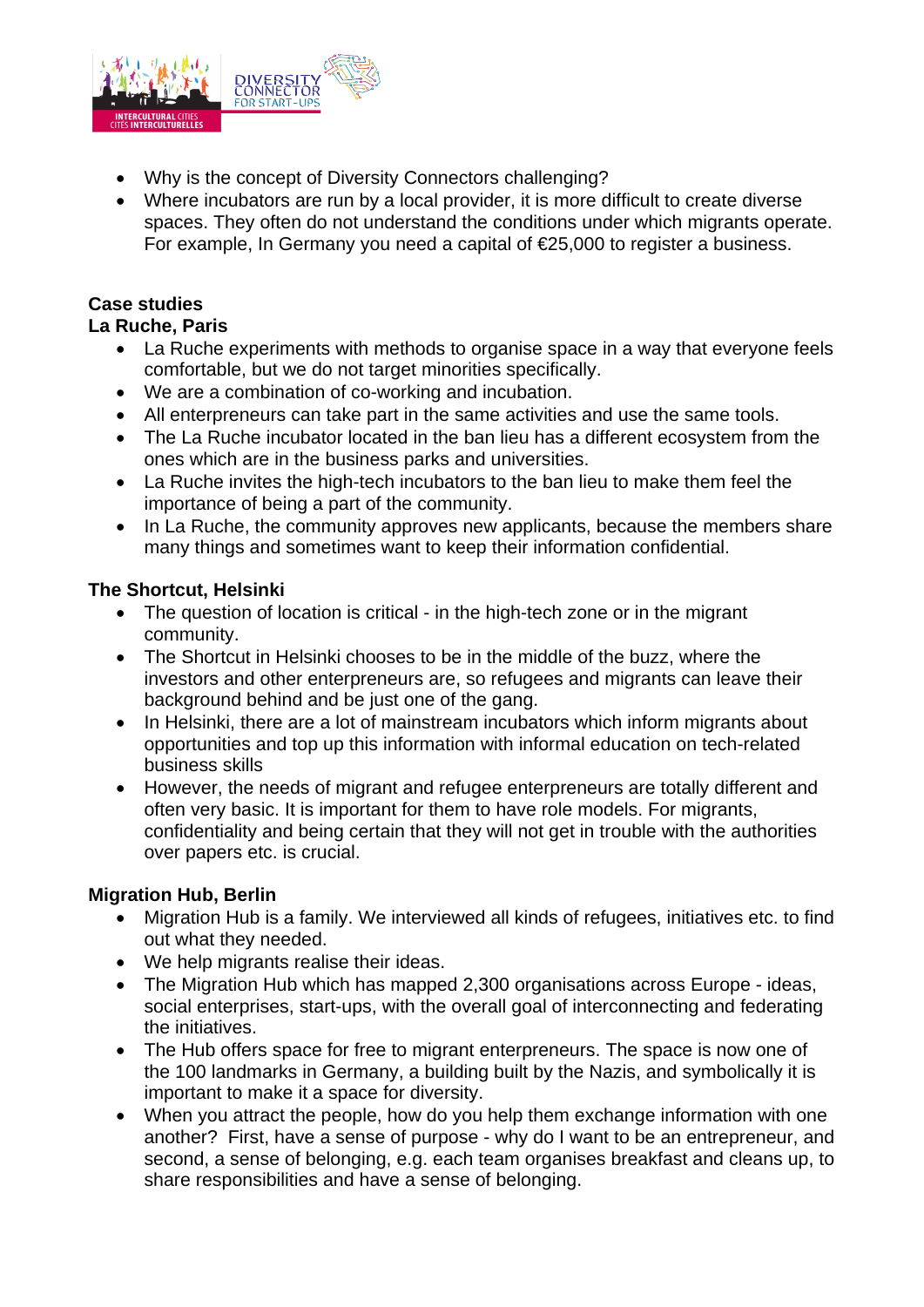- Why is the concept of Diversity Connectors challenging?
- Where incubators are run by a local provider, it is more difficult to create diverse spaces. They often do not understand the conditions under which migrants operate. For example, In Germany you need a capital of €25,000 to register a business.

**Case studies**

**La Ruche, Paris**

- La Ruche experiments with methods to organise space in a way that everyone feels comfortable, but we do not target minorities specifically.
- We are a combination of co-working and incubation.
- All entrepreneurs can take part in the same activities and use the same tools.
- The La Ruche incubator located in the ban lieu has a different ecosystem from the ones which are in the business parks and universities.
- La Ruche invites the high-tech incubators to the ban lieu to make them feel the importance of being a part of the community.
- In La Ruche, the community approves new applicants, because the members share many things and sometimes want to keep their information confidential.

**The Shortcut, Helsinki**

- The question of location is critical - in the high-tech zone or in the migrant community.
- The Shortcut in Helsinki chooses to be in the middle of the buzz, where the investors and other entrepreneurs are, so refugees and migrants can leave their background behind and be just one of the gang.
- In Helsinki, there are a lot of mainstream incubators which inform migrants about opportunities and top up this information with informal education on tech-related business skills
- However, the needs of migrant and refugee entrepreneurs are totally different and often very basic. It is important for them to have role models. For migrants, confidentiality and being certain that they will not get in trouble with the authorities over papers etc. is crucial.

**Migration Hub, Berlin**

- Migration Hub is a family. We interviewed all kinds of refugees, initiatives etc. to find out what they needed.
- We help migrants realise their ideas.
- The Migration Hub which has mapped 2,300 organisations across Europe - ideas, social enterprises, start-ups, with the overall goal of interconnecting and federating the initiatives.
- The Hub offers space for free to migrant entrepreneurs. The space is now one of the 100 landmarks in Germany, a building built by the Nazis, and symbolically it is important to make it a space for diversity.
- When you attract the people, how do you help them exchange information with one another? First, have a sense of purpose - why do I want to be an entrepreneur, and second, a sense of belonging, e.g. each team organises breakfast and cleans up, to share responsibilities and have a sense of belonging.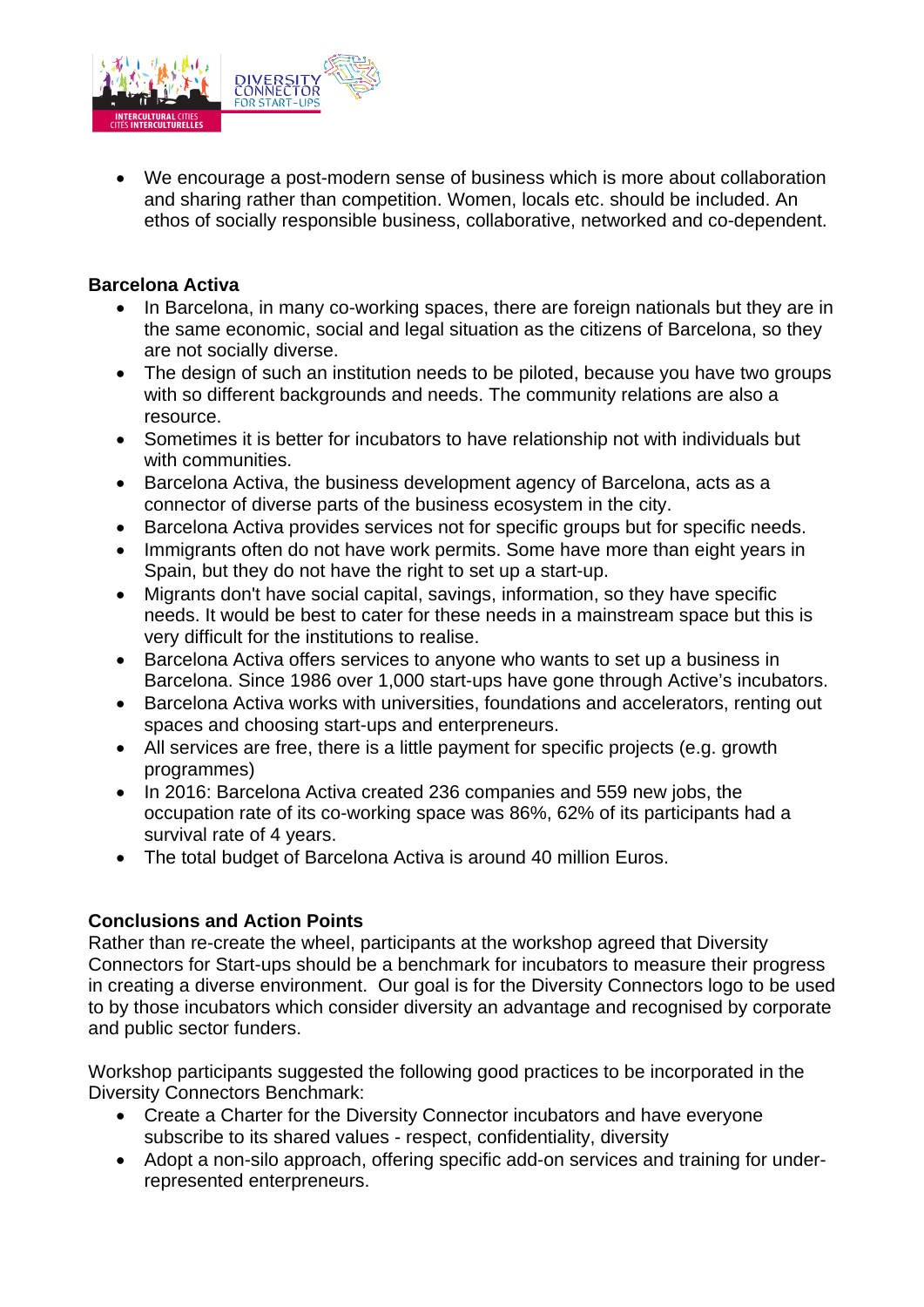- We encourage a post-modern sense of business which is more about collaboration and sharing rather than competition. Women, locals etc. should be included. An ethos of socially responsible business, collaborative, networked and co-dependent.

**Barcelona Activa**

- In Barcelona, in many co-working spaces, there are foreign nationals but they are in the same economic, social and legal situation as the citizens of Barcelona, so they are not socially diverse.
- The design of such an institution needs to be piloted, because you have two groups with so different backgrounds and needs. The community relations are also a resource.
- Sometimes it is better for incubators to have relationship not with individuals but with communities.
- Barcelona Activa, the business development agency of Barcelona, acts as a connector of diverse parts of the business ecosystem in the city.
- Barcelona Activa provides services not for specific groups but for specific needs.
- Immigrants often do not have work permits. Some have more than eight years in Spain, but they do not have the right to set up a start-up.
- Migrants don't have social capital, savings, information, so they have specific needs. It would be best to cater for these needs in a mainstream space but this is very difficult for the institutions to realise.
- Barcelona Activa offers services to anyone who wants to set up a business in Barcelona. Since 1986 over 1,000 start-ups have gone through Active's incubators.
- Barcelona Activa works with universities, foundations and accelerators, renting out spaces and choosing start-ups and enterpreneurs.
- All services are free, there is a little payment for specific projects (e.g. growth programmes)
- In 2016: Barcelona Activa created 236 companies and 559 new jobs, the occupation rate of its co-working space was 86%, 62% of its participants had a survival rate of 4 years.
- The total budget of Barcelona Activa is around 40 million Euros.

**Conclusions and Action Points**

Rather than re-create the wheel, participants at the workshop agreed that Diversity Connectors for Start-ups should be a benchmark for incubators to measure their progress in creating a diverse environment. Our goal is for the Diversity Connectors logo to be used to by those incubators which consider diversity an advantage and recognised by corporate and public sector funders.

Workshop participants suggested the following good practices to be incorporated in the Diversity Connectors Benchmark:

- Create a Charter for the Diversity Connector incubators and have everyone subscribe to its shared values - respect, confidentiality, diversity
- Adopt a non-silo approach, offering specific add-on services and training for under-represented enterpreneurs.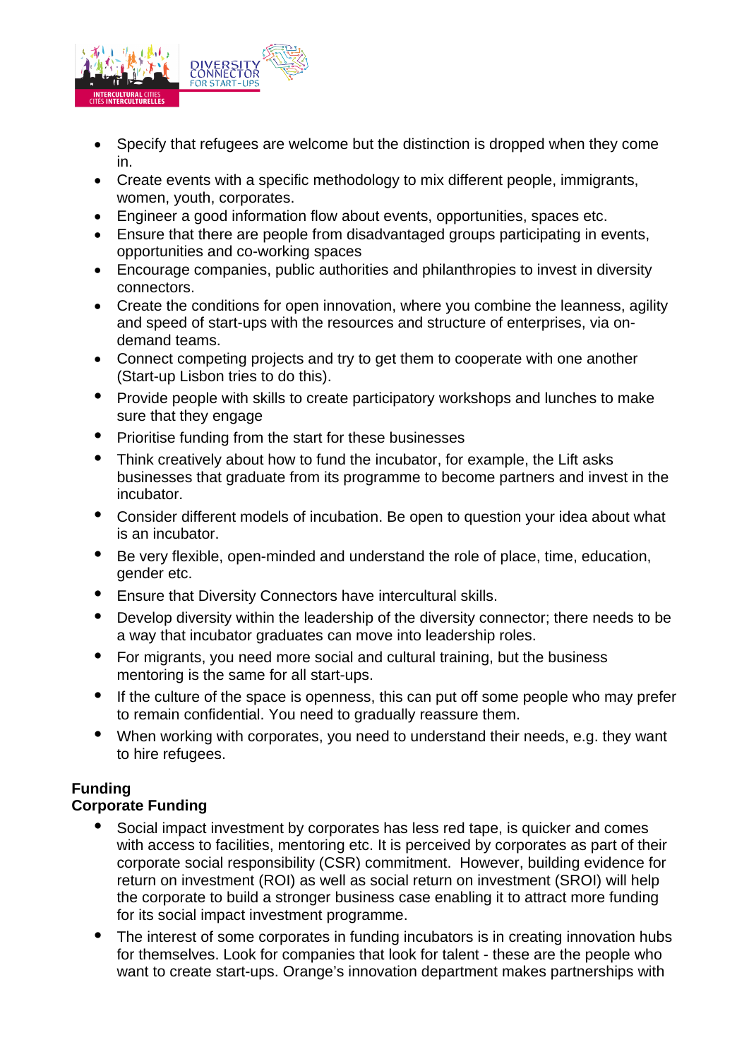- Specify that refugees are welcome but the distinction is dropped when they come in.
- Create events with a specific methodology to mix different people, immigrants, women, youth, corporates.
- Engineer a good information flow about events, opportunities, spaces etc.
- Ensure that there are people from disadvantaged groups participating in events, opportunities and co-working spaces
- Encourage companies, public authorities and philanthropies to invest in diversity connectors.
- Create the conditions for open innovation, where you combine the leanness, agility and speed of start-ups with the resources and structure of enterprises, via on-demand teams.
- Connect competing projects and try to get them to cooperate with one another (Start-up Lisbon tries to do this).
- Provide people with skills to create participatory workshops and lunches to make sure that they engage
- Prioritise funding from the start for these businesses
- Think creatively about how to fund the incubator, for example, the Lift asks businesses that graduate from its programme to become partners and invest in the incubator.
- Consider different models of incubation. Be open to question your idea about what is an incubator.
- Be very flexible, open-minded and understand the role of place, time, education, gender etc.
- Ensure that Diversity Connectors have intercultural skills.
- Develop diversity within the leadership of the diversity connector; there needs to be a way that incubator graduates can move into leadership roles.
- For migrants, you need more social and cultural training, but the business mentoring is the same for all start-ups.
- If the culture of the space is openness, this can put off some people who may prefer to remain confidential. You need to gradually reassure them.
- When working with corporates, you need to understand their needs, e.g. they want to hire refugees.

**Funding**
**Corporate Funding**

- Social impact investment by corporates has less red tape, is quicker and comes with access to facilities, mentoring etc. It is perceived by corporates as part of their corporate social responsibility (CSR) commitment. However, building evidence for return on investment (ROI) as well as social return on investment (SROI) will help the corporate to build a stronger business case enabling it to attract more funding for its social impact investment programme.
- The interest of some corporates in funding incubators is in creating innovation hubs for themselves. Look for companies that look for talent - these are the people who want to create start-ups. Orange's innovation department makes partnerships with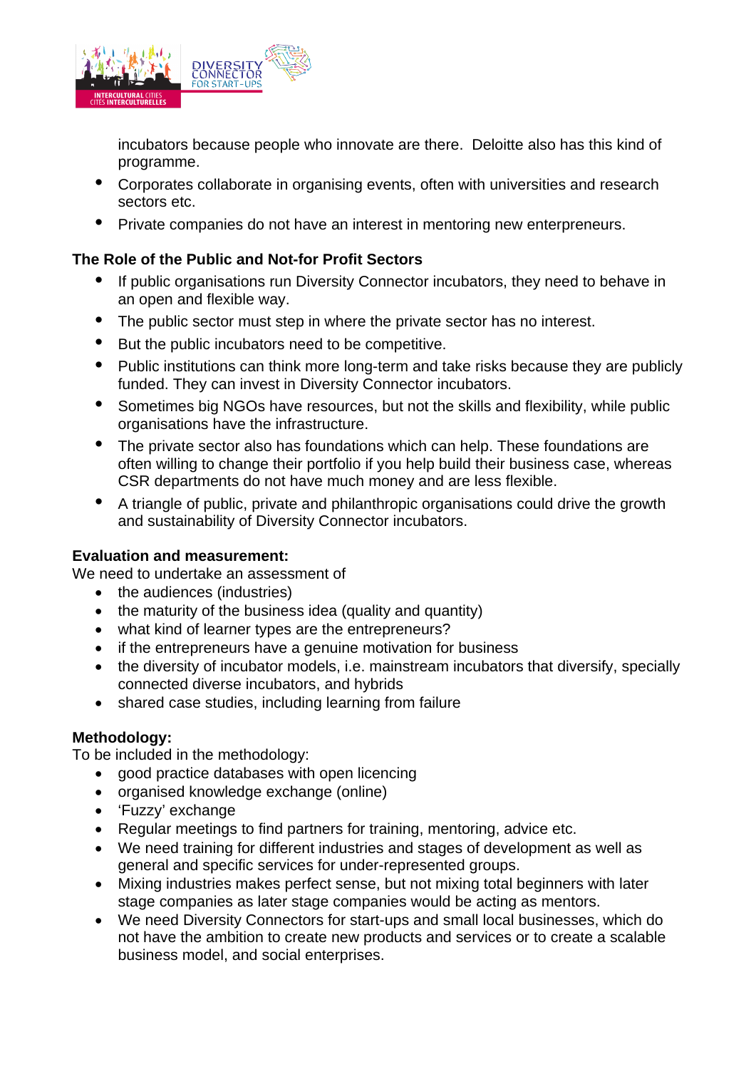incubators because people who innovate are there. Deloitte also has this kind of programme.

- Corporates collaborate in organising events, often with universities and research sectors etc.
- Private companies do not have an interest in mentoring new enterpreneurs.

**The Role of the Public and Not-for Profit Sectors**

- If public organisations run Diversity Connector incubators, they need to behave in an open and flexible way.
- The public sector must step in where the private sector has no interest.
- But the public incubators need to be competitive.
- Public institutions can think more long-term and take risks because they are publicly funded. They can invest in Diversity Connector incubators.
- Sometimes big NGOs have resources, but not the skills and flexibility, while public organisations have the infrastructure.
- The private sector also has foundations which can help. These foundations are often willing to change their portfolio if you help build their business case, whereas CSR departments do not have much money and are less flexible.
- A triangle of public, private and philanthropic organisations could drive the growth and sustainability of Diversity Connector incubators.

**Evaluation and measurement:**
We need to undertake an assessment of

- the audiences (industries)
- the maturity of the business idea (quality and quantity)
- what kind of learner types are the entrepreneurs?
- if the entrepreneurs have a genuine motivation for business
- the diversity of incubator models, i.e. mainstream incubators that diversify, specially connected diverse incubators, and hybrids
- shared case studies, including learning from failure

**Methodology:**
To be included in the methodology:

- good practice databases with open licencing
- organised knowledge exchange (online)
- 'Fuzzy' exchange
- Regular meetings to find partners for training, mentoring, advice etc.
- We need training for different industries and stages of development as well as general and specific services for under-represented groups.
- Mixing industries makes perfect sense, but not mixing total beginners with later stage companies as later stage companies would be acting as mentors.
- We need Diversity Connectors for start-ups and small local businesses, which do not have the ambition to create new products and services or to create a scalable business model, and social enterprises.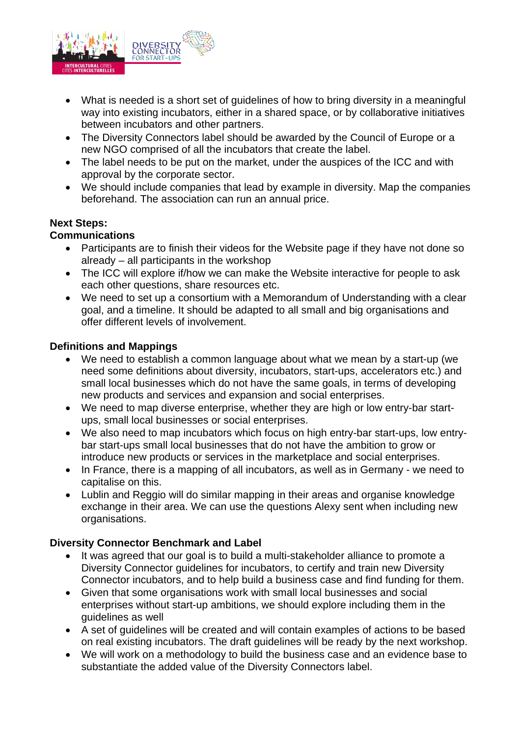- What is needed is a short set of guidelines of how to bring diversity in a meaningful way into existing incubators, either in a shared space, or by collaborative initiatives between incubators and other partners.
- The Diversity Connectors label should be awarded by the Council of Europe or a new NGO comprised of all the incubators that create the label.
- The label needs to be put on the market, under the auspices of the ICC and with approval by the corporate sector.
- We should include companies that lead by example in diversity. Map the companies beforehand. The association can run an annual price.

**Next Steps:**

**Communications**

- Participants are to finish their videos for the Website page if they have not done so already – all participants in the workshop
- The ICC will explore if/how we can make the Website interactive for people to ask each other questions, share resources etc.
- We need to set up a consortium with a Memorandum of Understanding with a clear goal, and a timeline. It should be adapted to all small and big organisations and offer different levels of involvement.

**Definitions and Mappings**

- We need to establish a common language about what we mean by a start-up (we need some definitions about diversity, incubators, start-ups, accelerators etc.) and small local businesses which do not have the same goals, in terms of developing new products and services and expansion and social enterprises.
- We need to map diverse enterprise, whether they are high or low entry-bar start-ups, small local businesses or social enterprises.
- We also need to map incubators which focus on high entry-bar start-ups, low entry-bar start-ups small local businesses that do not have the ambition to grow or introduce new products or services in the marketplace and social enterprises.
- In France, there is a mapping of all incubators, as well as in Germany - we need to capitalise on this.
- Lublin and Reggio will do similar mapping in their areas and organise knowledge exchange in their area. We can use the questions Alexy sent when including new organisations.

**Diversity Connector Benchmark and Label**

- It was agreed that our goal is to build a multi-stakeholder alliance to promote a Diversity Connector guidelines for incubators, to certify and train new Diversity Connector incubators, and to help build a business case and find funding for them.
- Given that some organisations work with small local businesses and social enterprises without start-up ambitions, we should explore including them in the guidelines as well
- A set of guidelines will be created and will contain examples of actions to be based on real existing incubators. The draft guidelines will be ready by the next workshop.
- We will work on a methodology to build the business case and an evidence base to substantiate the added value of the Diversity Connectors label.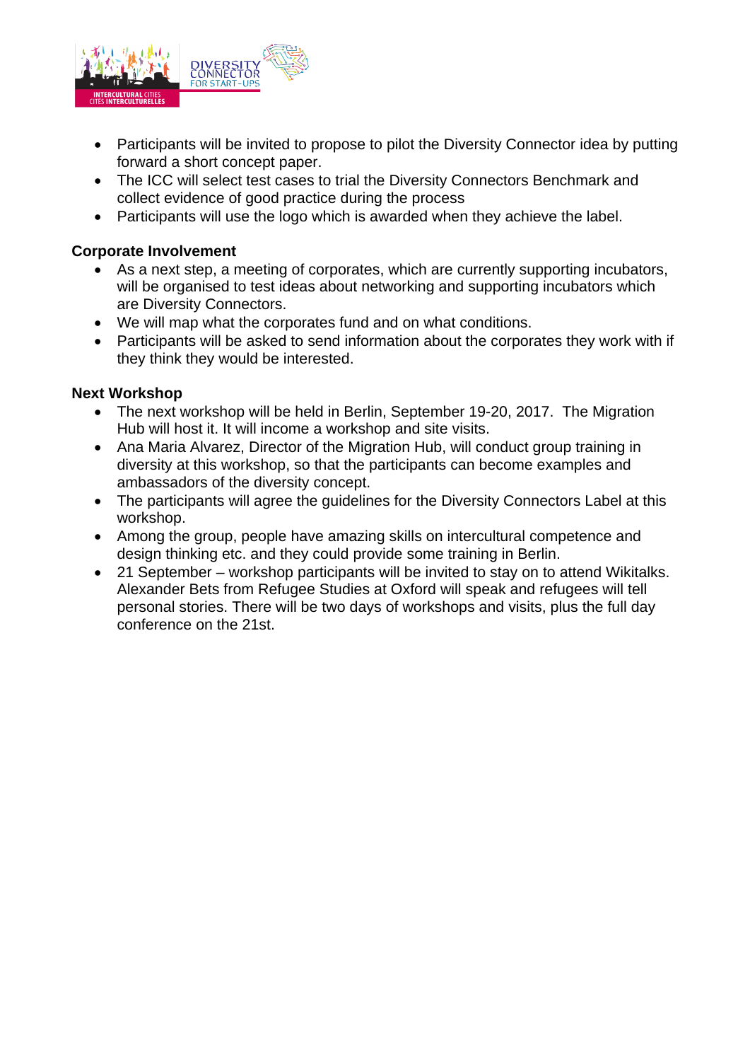- Participants will be invited to propose to pilot the Diversity Connector idea by putting forward a short concept paper.
- The ICC will select test cases to trial the Diversity Connectors Benchmark and collect evidence of good practice during the process
- Participants will use the logo which is awarded when they achieve the label.

**Corporate Involvement**

- As a next step, a meeting of corporates, which are currently supporting incubators, will be organised to test ideas about networking and supporting incubators which are Diversity Connectors.
- We will map what the corporates fund and on what conditions.
- Participants will be asked to send information about the corporates they work with if they think they would be interested.

**Next Workshop**

- The next workshop will be held in Berlin, September 19-20, 2017. The Migration Hub will host it. It will income a workshop and site visits.
- Ana Maria Alvarez, Director of the Migration Hub, will conduct group training in diversity at this workshop, so that the participants can become examples and ambassadors of the diversity concept.
- The participants will agree the guidelines for the Diversity Connectors Label at this workshop.
- Among the group, people have amazing skills on intercultural competence and design thinking etc. and they could provide some training in Berlin.
- 21 September – workshop participants will be invited to stay on to attend Wikitalks. Alexander Bets from Refugee Studies at Oxford will speak and refugees will tell personal stories. There will be two days of workshops and visits, plus the full day conference on the 21st.